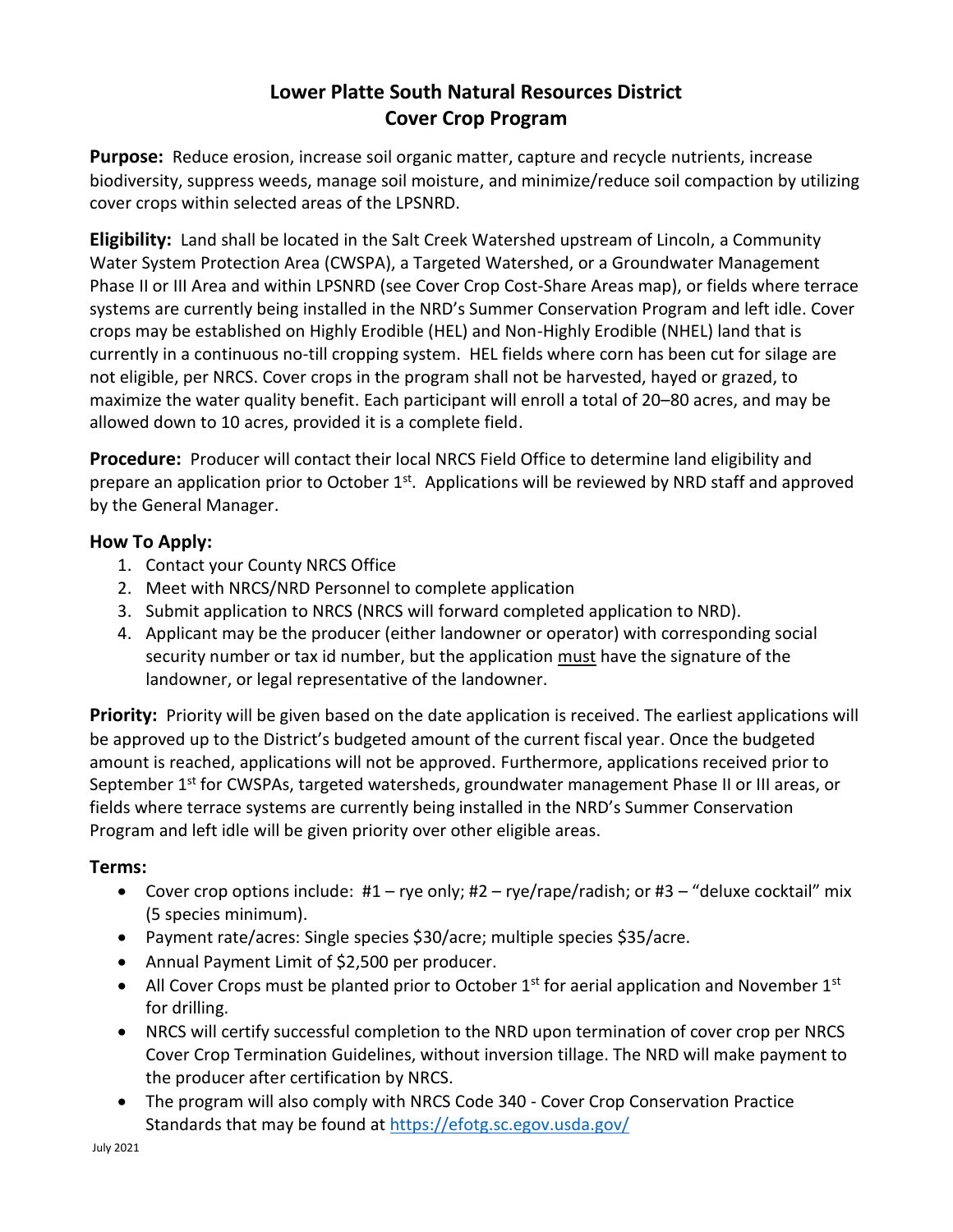# Lower Platte South Natural Resources District
# Cover Crop Program

**Purpose:** Reduce erosion, increase soil organic matter, capture and recycle nutrients, increase biodiversity, suppress weeds, manage soil moisture, and minimize/reduce soil compaction by utilizing cover crops within selected areas of the LPSNRD.

**Eligibility:** Land shall be located in the Salt Creek Watershed upstream of Lincoln, a Community Water System Protection Area (CWSPA), a Targeted Watershed, or a Groundwater Management Phase II or III Area and within LPSNRD (see Cover Crop Cost-Share Areas map), or fields where terrace systems are currently being installed in the NRD's Summer Conservation Program and left idle. Cover crops may be established on Highly Erodible (HEL) and Non-Highly Erodible (NHEL) land that is currently in a continuous no-till cropping system. HEL fields where corn has been cut for silage are not eligible, per NRCS. Cover crops in the program shall not be harvested, hayed or grazed, to maximize the water quality benefit. Each participant will enroll a total of 20–80 acres, and may be allowed down to 10 acres, provided it is a complete field.

**Procedure:** Producer will contact their local NRCS Field Office to determine land eligibility and prepare an application prior to October 1st. Applications will be reviewed by NRD staff and approved by the General Manager.

### How To Apply:

1. Contact your County NRCS Office
2. Meet with NRCS/NRD Personnel to complete application
3. Submit application to NRCS (NRCS will forward completed application to NRD).
4. Applicant may be the producer (either landowner or operator) with corresponding social security number or tax id number, but the application <u>must</u> have the signature of the landowner, or legal representative of the landowner.

**Priority:** Priority will be given based on the date application is received. The earliest applications will be approved up to the District's budgeted amount of the current fiscal year. Once the budgeted amount is reached, applications will not be approved. Furthermore, applications received prior to September 1st for CWSPAs, targeted watersheds, groundwater management Phase II or III areas, or fields where terrace systems are currently being installed in the NRD's Summer Conservation Program and left idle will be given priority over other eligible areas.

### Terms:

- Cover crop options include: #1 – rye only; #2 – rye/rape/radish; or #3 – "deluxe cocktail" mix (5 species minimum).
- Payment rate/acres: Single species $30/acre; multiple species $35/acre.
- Annual Payment Limit of $2,500 per producer.
- All Cover Crops must be planted prior to October 1st for aerial application and November 1st for drilling.
- NRCS will certify successful completion to the NRD upon termination of cover crop per NRCS Cover Crop Termination Guidelines, without inversion tillage. The NRD will make payment to the producer after certification by NRCS.
- The program will also comply with NRCS Code 340 - Cover Crop Conservation Practice Standards that may be found at https://efotg.sc.egov.usda.gov/

July 2021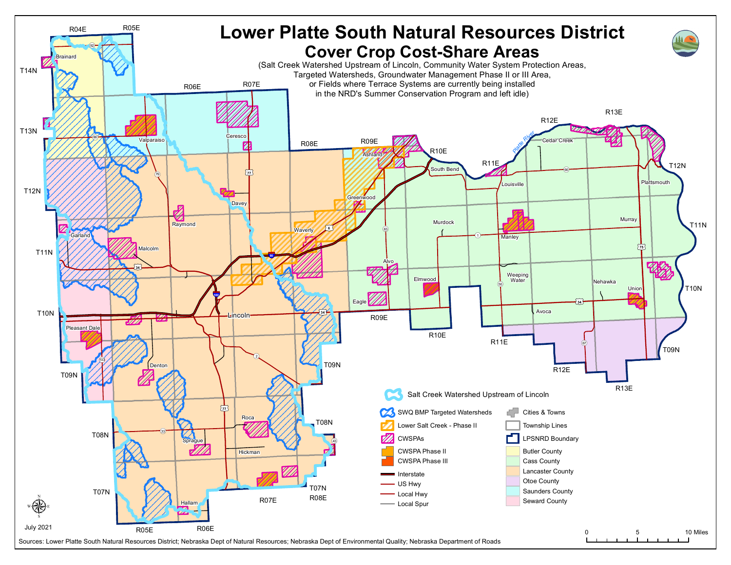# Lower Platte South Natural Resources District

## Cover Crop Cost-Share Areas

(Salt Creek Watershed Upstream of Lincoln, Community Water System Protection Areas, Targeted Watersheds, Groundwater Management Phase II or III Area, or Fields where Terrace Systems are currently being installed in the NRD's Summer Conservation Program and left idle)

**Legend**

- Salt Creek Watershed Upstream of Lincoln
- SWQ BMP Targeted Watersheds
- Lower Salt Creek - Phase II
- CWSPAs
- CWSPA Phase II
- CWSPA Phase III
- Interstate
- US Hwy
- Local Hwy
- Local Spur
- Cities & Towns
- Township Lines
- LPSNRD Boundary
- Butler County
- Cass County
- Lancaster County
- Otoe County
- Saunders County
- Seward County

0 5 10 Miles

July 2021

Sources: Lower Platte South Natural Resources District; Nebraska Dept of Natural Resources; Nebraska Dept of Environmental Quality; Nebraska Department of Roads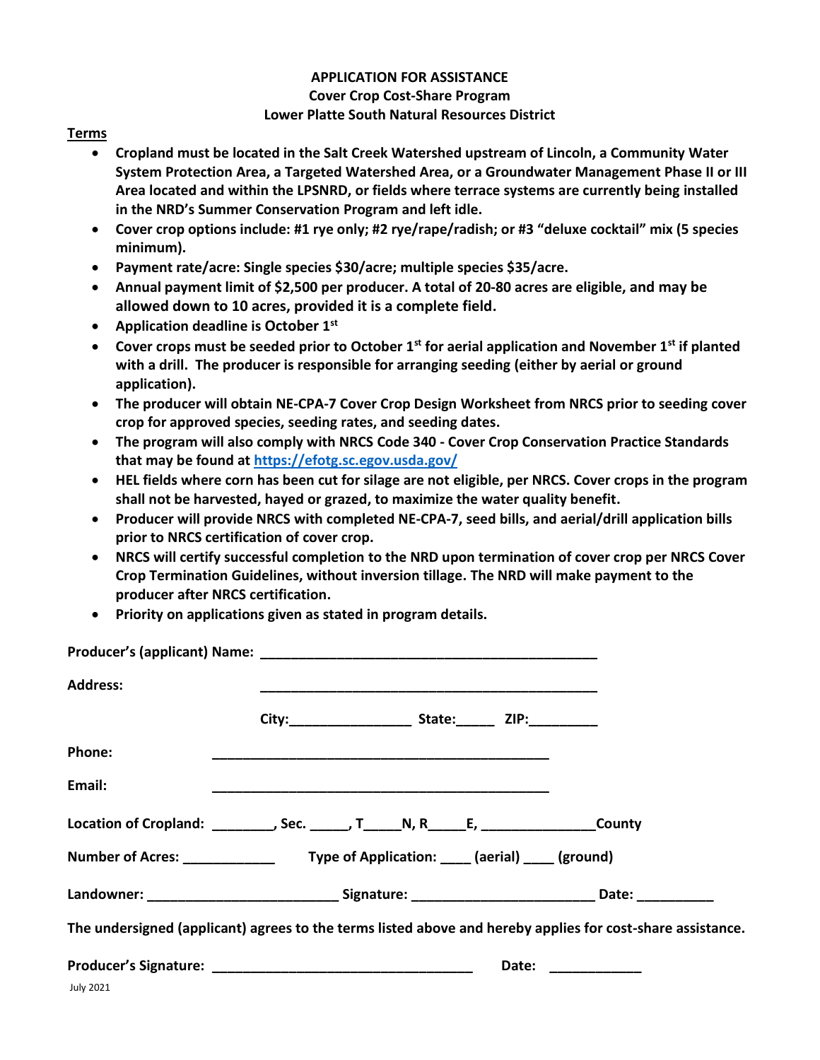**APPLICATION FOR ASSISTANCE**
**Cover Crop Cost-Share Program**
**Lower Platte South Natural Resources District**

**Terms**

- **Cropland must be located in the Salt Creek Watershed upstream of Lincoln, a Community Water System Protection Area, a Targeted Watershed Area, or a Groundwater Management Phase II or III Area located and within the LPSNRD, or fields where terrace systems are currently being installed in the NRD's Summer Conservation Program and left idle.**
- **Cover crop options include: #1 rye only; #2 rye/rape/radish; or #3 "deluxe cocktail" mix (5 species minimum).**
- **Payment rate/acre: Single species $30/acre; multiple species $35/acre.**
- **Annual payment limit of $2,500 per producer. A total of 20-80 acres are eligible, and may be allowed down to 10 acres, provided it is a complete field.**
- **Application deadline is October 1st**
- **Cover crops must be seeded prior to October 1st for aerial application and November 1st if planted with a drill. The producer is responsible for arranging seeding (either by aerial or ground application).**
- **The producer will obtain NE-CPA-7 Cover Crop Design Worksheet from NRCS prior to seeding cover crop for approved species, seeding rates, and seeding dates.**
- **The program will also comply with NRCS Code 340 - Cover Crop Conservation Practice Standards that may be found at [https://efotg.sc.egov.usda.gov/](https://efotg.sc.egov.usda.gov/)**
- **HEL fields where corn has been cut for silage are not eligible, per NRCS. Cover crops in the program shall not be harvested, hayed or grazed, to maximize the water quality benefit.**
- **Producer will provide NRCS with completed NE-CPA-7, seed bills, and aerial/drill application bills prior to NRCS certification of cover crop.**
- **NRCS will certify successful completion to the NRD upon termination of cover crop per NRCS Cover Crop Termination Guidelines, without inversion tillage. The NRD will make payment to the producer after NRCS certification.**
- **Priority on applications given as stated in program details.**

**Producer's (applicant) Name:** _____________________________________________

**Address:** _____________________________________________

**City:**________________ **State:**_____ **ZIP:**_________

**Phone:** _____________________________________________

**Email:** _____________________________________________

**Location of Cropland:** ________, **Sec.** _____, **T**_____**N, R**_____**E,** _______________**County**

**Number of Acres:** ____________ **Type of Application:** ____ **(aerial)** ____ **(ground)**

**Landowner:** ________________________ **Signature:** _______________________ **Date:** __________

**The undersigned (applicant) agrees to the terms listed above and hereby applies for cost-share assistance.**

**Producer's Signature:** __________________________________ **Date:** ____________

July 2021